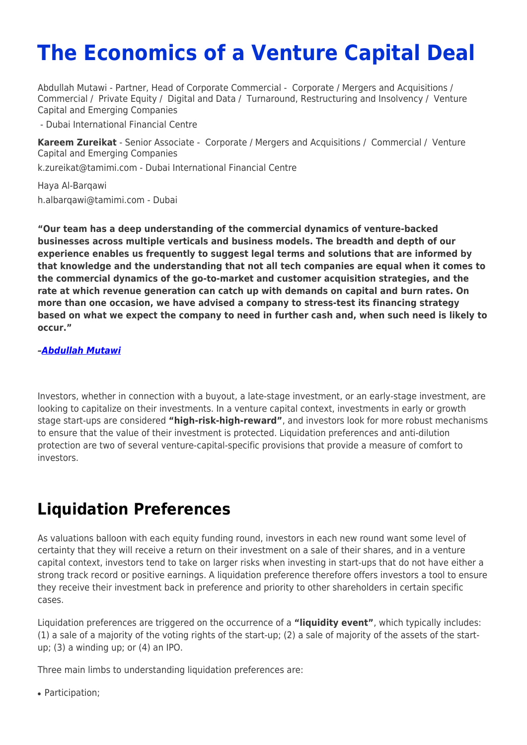# The Economics of a Venture Capital Deal

Abdullah Mutawi - Partner, Head of Corporate Commercial - Corporate / Mergers and Acquisitions / Commercial / Private Equity / Digital and Data / Turnaround, Restructuring and Insolvency / Venture Capital and Emerging Companies

- Dubai International Financial Centre

**Kareem Zureikat** - Senior Associate - Corporate / Mergers and Acquisitions / Commercial / Venture Capital and Emerging Companies

k.zureikat@tamimi.com - Dubai International Financial Centre

Haya Al-Barqawi

h.albarqawi@tamimi.com - Dubai

**"Our team has a deep understanding of the commercial dynamics of venture-backed businesses across multiple verticals and business models. The breadth and depth of our experience enables us frequently to suggest legal terms and solutions that are informed by that knowledge and the understanding that not all tech companies are equal when it comes to the commercial dynamics of the go-to-market and customer acquisition strategies, and the rate at which revenue generation can catch up with demands on capital and burn rates. On more than one occasion, we have advised a company to stress-test its financing strategy based on what we expect the company to need in further cash and, when such need is likely to occur."**

***–Abdullah Mutawi***

Investors, whether in connection with a buyout, a late-stage investment, or an early-stage investment, are looking to capitalize on their investments. In a venture capital context, investments in early or growth stage start-ups are considered **"high-risk-high-reward"**, and investors look for more robust mechanisms to ensure that the value of their investment is protected. Liquidation preferences and anti-dilution protection are two of several venture-capital-specific provisions that provide a measure of comfort to investors.

## Liquidation Preferences

As valuations balloon with each equity funding round, investors in each new round want some level of certainty that they will receive a return on their investment on a sale of their shares, and in a venture capital context, investors tend to take on larger risks when investing in start-ups that do not have either a strong track record or positive earnings. A liquidation preference therefore offers investors a tool to ensure they receive their investment back in preference and priority to other shareholders in certain specific cases.

Liquidation preferences are triggered on the occurrence of a **"liquidity event"**, which typically includes: (1) a sale of a majority of the voting rights of the start-up; (2) a sale of majority of the assets of the start-up; (3) a winding up; or (4) an IPO.

Three main limbs to understanding liquidation preferences are:

- Participation;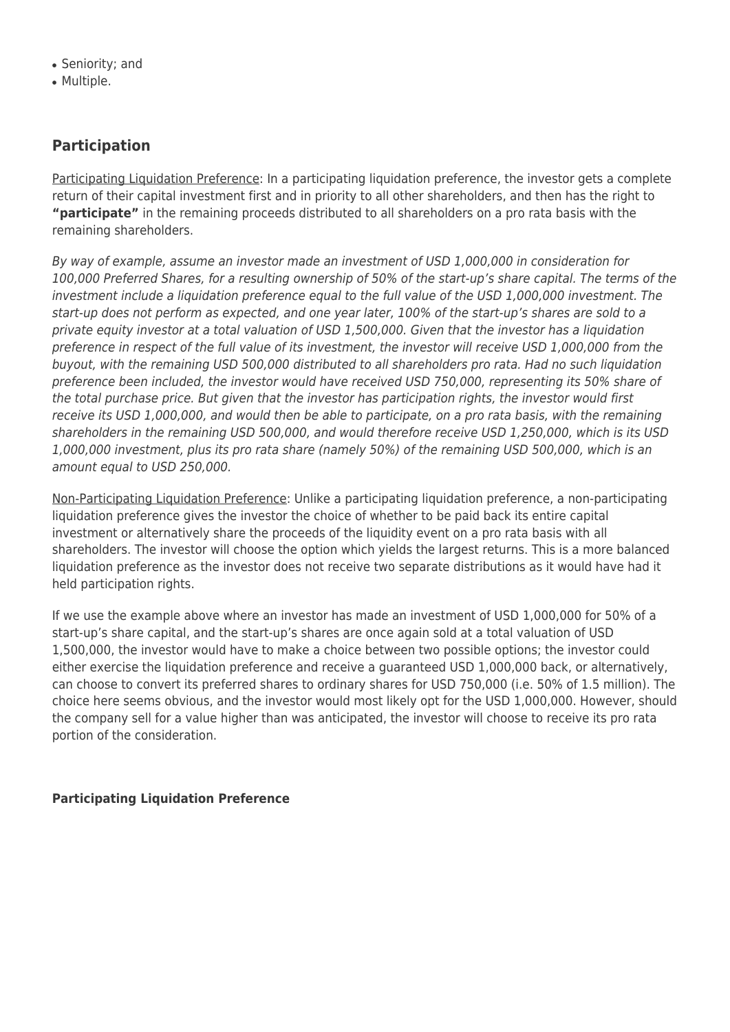- Seniority; and
- Multiple.

## Participation

Participating Liquidation Preference: In a participating liquidation preference, the investor gets a complete return of their capital investment first and in priority to all other shareholders, and then has the right to **"participate"** in the remaining proceeds distributed to all shareholders on a pro rata basis with the remaining shareholders.

*By way of example, assume an investor made an investment of USD 1,000,000 in consideration for 100,000 Preferred Shares, for a resulting ownership of 50% of the start-up's share capital. The terms of the investment include a liquidation preference equal to the full value of the USD 1,000,000 investment. The start-up does not perform as expected, and one year later, 100% of the start-up's shares are sold to a private equity investor at a total valuation of USD 1,500,000. Given that the investor has a liquidation preference in respect of the full value of its investment, the investor will receive USD 1,000,000 from the buyout, with the remaining USD 500,000 distributed to all shareholders pro rata. Had no such liquidation preference been included, the investor would have received USD 750,000, representing its 50% share of the total purchase price. But given that the investor has participation rights, the investor would first receive its USD 1,000,000, and would then be able to participate, on a pro rata basis, with the remaining shareholders in the remaining USD 500,000, and would therefore receive USD 1,250,000, which is its USD 1,000,000 investment, plus its pro rata share (namely 50%) of the remaining USD 500,000, which is an amount equal to USD 250,000.*

Non-Participating Liquidation Preference: Unlike a participating liquidation preference, a non-participating liquidation preference gives the investor the choice of whether to be paid back its entire capital investment or alternatively share the proceeds of the liquidity event on a pro rata basis with all shareholders. The investor will choose the option which yields the largest returns. This is a more balanced liquidation preference as the investor does not receive two separate distributions as it would have had it held participation rights.

If we use the example above where an investor has made an investment of USD 1,000,000 for 50% of a start-up's share capital, and the start-up's shares are once again sold at a total valuation of USD 1,500,000, the investor would have to make a choice between two possible options; the investor could either exercise the liquidation preference and receive a guaranteed USD 1,000,000 back, or alternatively, can choose to convert its preferred shares to ordinary shares for USD 750,000 (i.e. 50% of 1.5 million). The choice here seems obvious, and the investor would most likely opt for the USD 1,000,000. However, should the company sell for a value higher than was anticipated, the investor will choose to receive its pro rata portion of the consideration.

**Participating Liquidation Preference**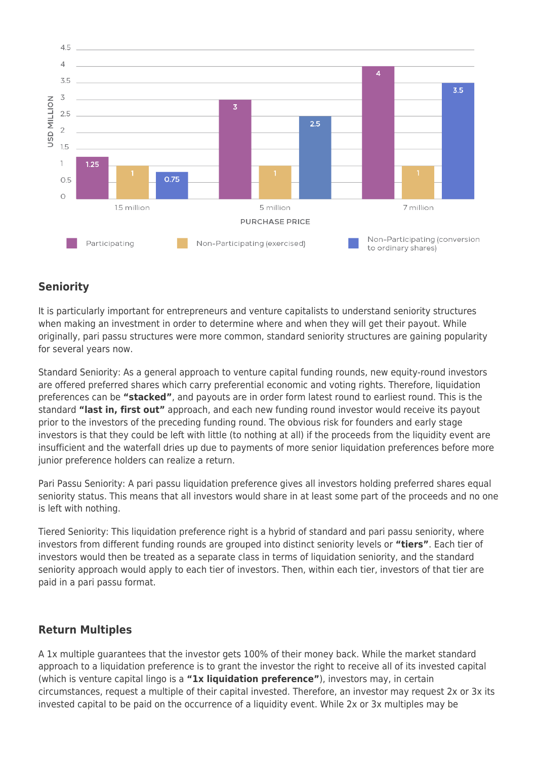| Purchase Price | Participating | Non-Participating (exercised) | Non-Participating (conversion to ordinary shares) |
|---|---|---|---|
| 1.5 million | 1.25 | 1 | 0.75 |
| 5 million | 3 | 1 | 2.5 |
| 7 million | 4 | 1 | 3.5 |

USD MILLION / PURCHASE PRICE

## Seniority

It is particularly important for entrepreneurs and venture capitalists to understand seniority structures when making an investment in order to determine where and when they will get their payout. While originally, pari passu structures were more common, standard seniority structures are gaining popularity for several years now.

Standard Seniority: As a general approach to venture capital funding rounds, new equity-round investors are offered preferred shares which carry preferential economic and voting rights. Therefore, liquidation preferences can be **"stacked"**, and payouts are in order form latest round to earliest round. This is the standard **"last in, first out"** approach, and each new funding round investor would receive its payout prior to the investors of the preceding funding round. The obvious risk for founders and early stage investors is that they could be left with little (to nothing at all) if the proceeds from the liquidity event are insufficient and the waterfall dries up due to payments of more senior liquidation preferences before more junior preference holders can realize a return.

Pari Passu Seniority: A pari passu liquidation preference gives all investors holding preferred shares equal seniority status. This means that all investors would share in at least some part of the proceeds and no one is left with nothing.

Tiered Seniority: This liquidation preference right is a hybrid of standard and pari passu seniority, where investors from different funding rounds are grouped into distinct seniority levels or **"tiers"**. Each tier of investors would then be treated as a separate class in terms of liquidation seniority, and the standard seniority approach would apply to each tier of investors. Then, within each tier, investors of that tier are paid in a pari passu format.

## Return Multiples

A 1x multiple guarantees that the investor gets 100% of their money back. While the market standard approach to a liquidation preference is to grant the investor the right to receive all of its invested capital (which is venture capital lingo is a **"1x liquidation preference"**), investors may, in certain circumstances, request a multiple of their capital invested. Therefore, an investor may request 2x or 3x its invested capital to be paid on the occurrence of a liquidity event. While 2x or 3x multiples may be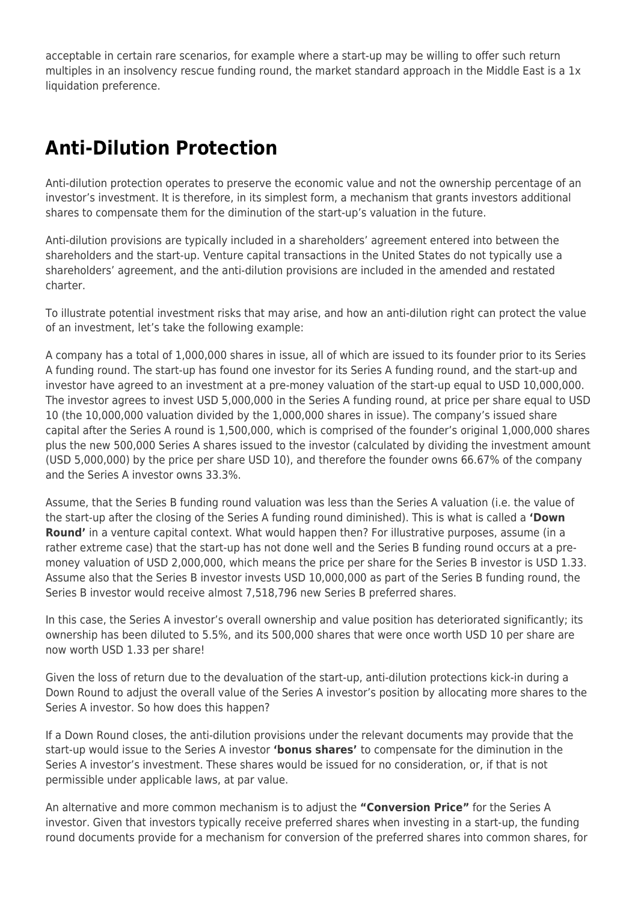acceptable in certain rare scenarios, for example where a start-up may be willing to offer such return multiples in an insolvency rescue funding round, the market standard approach in the Middle East is a 1x liquidation preference.

## Anti-Dilution Protection

Anti-dilution protection operates to preserve the economic value and not the ownership percentage of an investor's investment. It is therefore, in its simplest form, a mechanism that grants investors additional shares to compensate them for the diminution of the start-up's valuation in the future.

Anti-dilution provisions are typically included in a shareholders' agreement entered into between the shareholders and the start-up. Venture capital transactions in the United States do not typically use a shareholders' agreement, and the anti-dilution provisions are included in the amended and restated charter.

To illustrate potential investment risks that may arise, and how an anti-dilution right can protect the value of an investment, let's take the following example:

A company has a total of 1,000,000 shares in issue, all of which are issued to its founder prior to its Series A funding round. The start-up has found one investor for its Series A funding round, and the start-up and investor have agreed to an investment at a pre-money valuation of the start-up equal to USD 10,000,000. The investor agrees to invest USD 5,000,000 in the Series A funding round, at price per share equal to USD 10 (the 10,000,000 valuation divided by the 1,000,000 shares in issue). The company's issued share capital after the Series A round is 1,500,000, which is comprised of the founder's original 1,000,000 shares plus the new 500,000 Series A shares issued to the investor (calculated by dividing the investment amount (USD 5,000,000) by the price per share USD 10), and therefore the founder owns 66.67% of the company and the Series A investor owns 33.3%.

Assume, that the Series B funding round valuation was less than the Series A valuation (i.e. the value of the start-up after the closing of the Series A funding round diminished). This is what is called a **'Down Round'** in a venture capital context. What would happen then? For illustrative purposes, assume (in a rather extreme case) that the start-up has not done well and the Series B funding round occurs at a pre-money valuation of USD 2,000,000, which means the price per share for the Series B investor is USD 1.33. Assume also that the Series B investor invests USD 10,000,000 as part of the Series B funding round, the Series B investor would receive almost 7,518,796 new Series B preferred shares.

In this case, the Series A investor's overall ownership and value position has deteriorated significantly; its ownership has been diluted to 5.5%, and its 500,000 shares that were once worth USD 10 per share are now worth USD 1.33 per share!

Given the loss of return due to the devaluation of the start-up, anti-dilution protections kick-in during a Down Round to adjust the overall value of the Series A investor's position by allocating more shares to the Series A investor. So how does this happen?

If a Down Round closes, the anti-dilution provisions under the relevant documents may provide that the start-up would issue to the Series A investor **'bonus shares'** to compensate for the diminution in the Series A investor's investment. These shares would be issued for no consideration, or, if that is not permissible under applicable laws, at par value.

An alternative and more common mechanism is to adjust the **"Conversion Price"** for the Series A investor. Given that investors typically receive preferred shares when investing in a start-up, the funding round documents provide for a mechanism for conversion of the preferred shares into common shares, for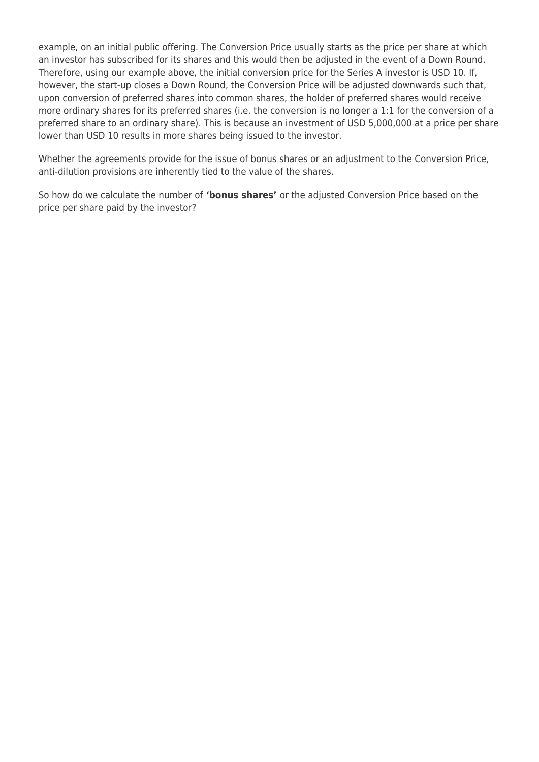example, on an initial public offering. The Conversion Price usually starts as the price per share at which an investor has subscribed for its shares and this would then be adjusted in the event of a Down Round. Therefore, using our example above, the initial conversion price for the Series A investor is USD 10. If, however, the start-up closes a Down Round, the Conversion Price will be adjusted downwards such that, upon conversion of preferred shares into common shares, the holder of preferred shares would receive more ordinary shares for its preferred shares (i.e. the conversion is no longer a 1:1 for the conversion of a preferred share to an ordinary share). This is because an investment of USD 5,000,000 at a price per share lower than USD 10 results in more shares being issued to the investor.

Whether the agreements provide for the issue of bonus shares or an adjustment to the Conversion Price, anti-dilution provisions are inherently tied to the value of the shares.

So how do we calculate the number of **'bonus shares'** or the adjusted Conversion Price based on the price per share paid by the investor?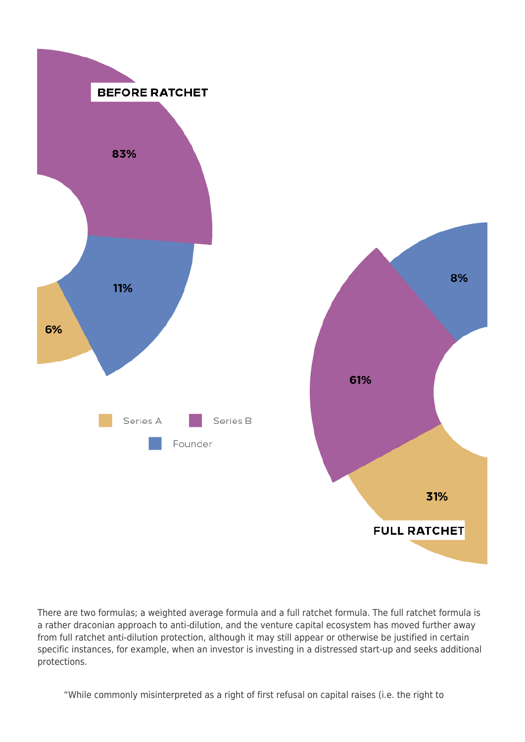**BEFORE RATCHET**

| Shareholder | Share |
| --- | --- |
| Series B | 83% |
| Founder | 11% |
| Series A | 6% |

**FULL RATCHET**

| Shareholder | Share |
| --- | --- |
| Series B | 61% |
| Series A | 31% |
| Founder | 8% |

Series A | Series B | Founder

There are two formulas; a weighted average formula and a full ratchet formula. The full ratchet formula is a rather draconian approach to anti-dilution, and the venture capital ecosystem has moved further away from full ratchet anti-dilution protection, although it may still appear or otherwise be justified in certain specific instances, for example, when an investor is investing in a distressed start-up and seeks additional protections.

"While commonly misinterpreted as a right of first refusal on capital raises (i.e. the right to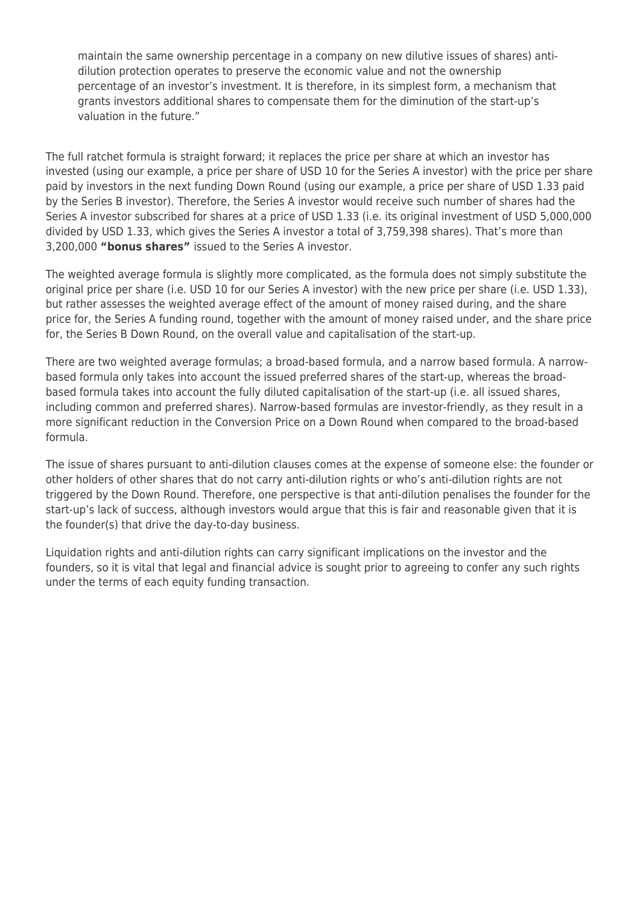maintain the same ownership percentage in a company on new dilutive issues of shares) anti-dilution protection operates to preserve the economic value and not the ownership percentage of an investor's investment. It is therefore, in its simplest form, a mechanism that grants investors additional shares to compensate them for the diminution of the start-up's valuation in the future."

The full ratchet formula is straight forward; it replaces the price per share at which an investor has invested (using our example, a price per share of USD 10 for the Series A investor) with the price per share paid by investors in the next funding Down Round (using our example, a price per share of USD 1.33 paid by the Series B investor). Therefore, the Series A investor would receive such number of shares had the Series A investor subscribed for shares at a price of USD 1.33 (i.e. its original investment of USD 5,000,000 divided by USD 1.33, which gives the Series A investor a total of 3,759,398 shares). That's more than 3,200,000 **"bonus shares"** issued to the Series A investor.

The weighted average formula is slightly more complicated, as the formula does not simply substitute the original price per share (i.e. USD 10 for our Series A investor) with the new price per share (i.e. USD 1.33), but rather assesses the weighted average effect of the amount of money raised during, and the share price for, the Series A funding round, together with the amount of money raised under, and the share price for, the Series B Down Round, on the overall value and capitalisation of the start-up.

There are two weighted average formulas; a broad-based formula, and a narrow based formula. A narrow-based formula only takes into account the issued preferred shares of the start-up, whereas the broad-based formula takes into account the fully diluted capitalisation of the start-up (i.e. all issued shares, including common and preferred shares). Narrow-based formulas are investor-friendly, as they result in a more significant reduction in the Conversion Price on a Down Round when compared to the broad-based formula.

The issue of shares pursuant to anti-dilution clauses comes at the expense of someone else: the founder or other holders of other shares that do not carry anti-dilution rights or who's anti-dilution rights are not triggered by the Down Round. Therefore, one perspective is that anti-dilution penalises the founder for the start-up's lack of success, although investors would argue that this is fair and reasonable given that it is the founder(s) that drive the day-to-day business.

Liquidation rights and anti-dilution rights can carry significant implications on the investor and the founders, so it is vital that legal and financial advice is sought prior to agreeing to confer any such rights under the terms of each equity funding transaction.